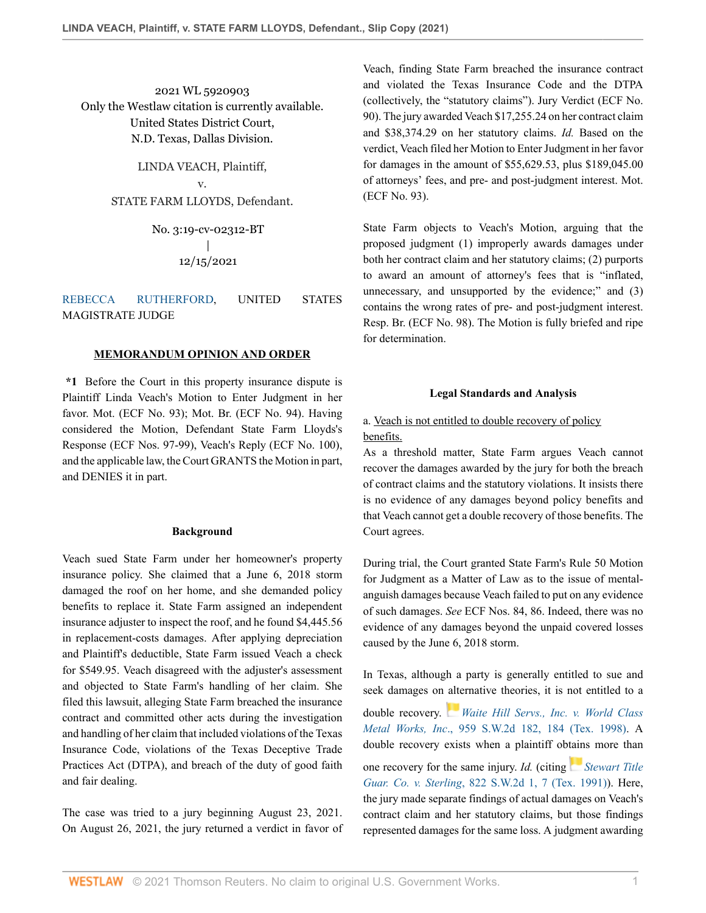2021 WL 5920903
Only the Westlaw citation is currently available.
United States District Court,
N.D. Texas, Dallas Division.

LINDA VEACH, Plaintiff,
v.
STATE FARM LLOYDS, Defendant.

No. 3:19-cv-02312-BT
|
12/15/2021

REBECCA RUTHERFORD, UNITED STATES MAGISTRATE JUDGE

## MEMORANDUM OPINION AND ORDER

**\*1** Before the Court in this property insurance dispute is Plaintiff Linda Veach's Motion to Enter Judgment in her favor. Mot. (ECF No. 93); Mot. Br. (ECF No. 94). Having considered the Motion, Defendant State Farm Lloyds's Response (ECF Nos. 97-99), Veach's Reply (ECF No. 100), and the applicable law, the Court GRANTS the Motion in part, and DENIES it in part.

### Background

Veach sued State Farm under her homeowner's property insurance policy. She claimed that a June 6, 2018 storm damaged the roof on her home, and she demanded policy benefits to replace it. State Farm assigned an independent insurance adjuster to inspect the roof, and he found $4,445.56 in replacement-costs damages. After applying depreciation and Plaintiff's deductible, State Farm issued Veach a check for $549.95. Veach disagreed with the adjuster's assessment and objected to State Farm's handling of her claim. She filed this lawsuit, alleging State Farm breached the insurance contract and committed other acts during the investigation and handling of her claim that included violations of the Texas Insurance Code, violations of the Texas Deceptive Trade Practices Act (DTPA), and breach of the duty of good faith and fair dealing.

The case was tried to a jury beginning August 23, 2021. On August 26, 2021, the jury returned a verdict in favor of Veach, finding State Farm breached the insurance contract and violated the Texas Insurance Code and the DTPA (collectively, the "statutory claims"). Jury Verdict (ECF No. 90). The jury awarded Veach $17,255.24 on her contract claim and $38,374.29 on her statutory claims. *Id.* Based on the verdict, Veach filed her Motion to Enter Judgment in her favor for damages in the amount of $55,629.53, plus $189,045.00 of attorneys' fees, and pre- and post-judgment interest. Mot. (ECF No. 93).

State Farm objects to Veach's Motion, arguing that the proposed judgment (1) improperly awards damages under both her contract claim and her statutory claims; (2) purports to award an amount of attorney's fees that is "inflated, unnecessary, and unsupported by the evidence;" and (3) contains the wrong rates of pre- and post-judgment interest. Resp. Br. (ECF No. 98). The Motion is fully briefed and ripe for determination.

### Legal Standards and Analysis

a. Veach is not entitled to double recovery of policy benefits.

As a threshold matter, State Farm argues Veach cannot recover the damages awarded by the jury for both the breach of contract claims and the statutory violations. It insists there is no evidence of any damages beyond policy benefits and that Veach cannot get a double recovery of those benefits. The Court agrees.

During trial, the Court granted State Farm's Rule 50 Motion for Judgment as a Matter of Law as to the issue of mental-anguish damages because Veach failed to put on any evidence of such damages. *See* ECF Nos. 84, 86. Indeed, there was no evidence of any damages beyond the unpaid covered losses caused by the June 6, 2018 storm.

In Texas, although a party is generally entitled to sue and seek damages on alternative theories, it is not entitled to a double recovery. *Waite Hill Servs., Inc. v. World Class Metal Works, Inc.*, 959 S.W.2d 182, 184 (Tex. 1998). A double recovery exists when a plaintiff obtains more than one recovery for the same injury. *Id.* (citing *Stewart Title Guar. Co. v. Sterling*, 822 S.W.2d 1, 7 (Tex. 1991)). Here, the jury made separate findings of actual damages on Veach's contract claim and her statutory claims, but those findings represented damages for the same loss. A judgment awarding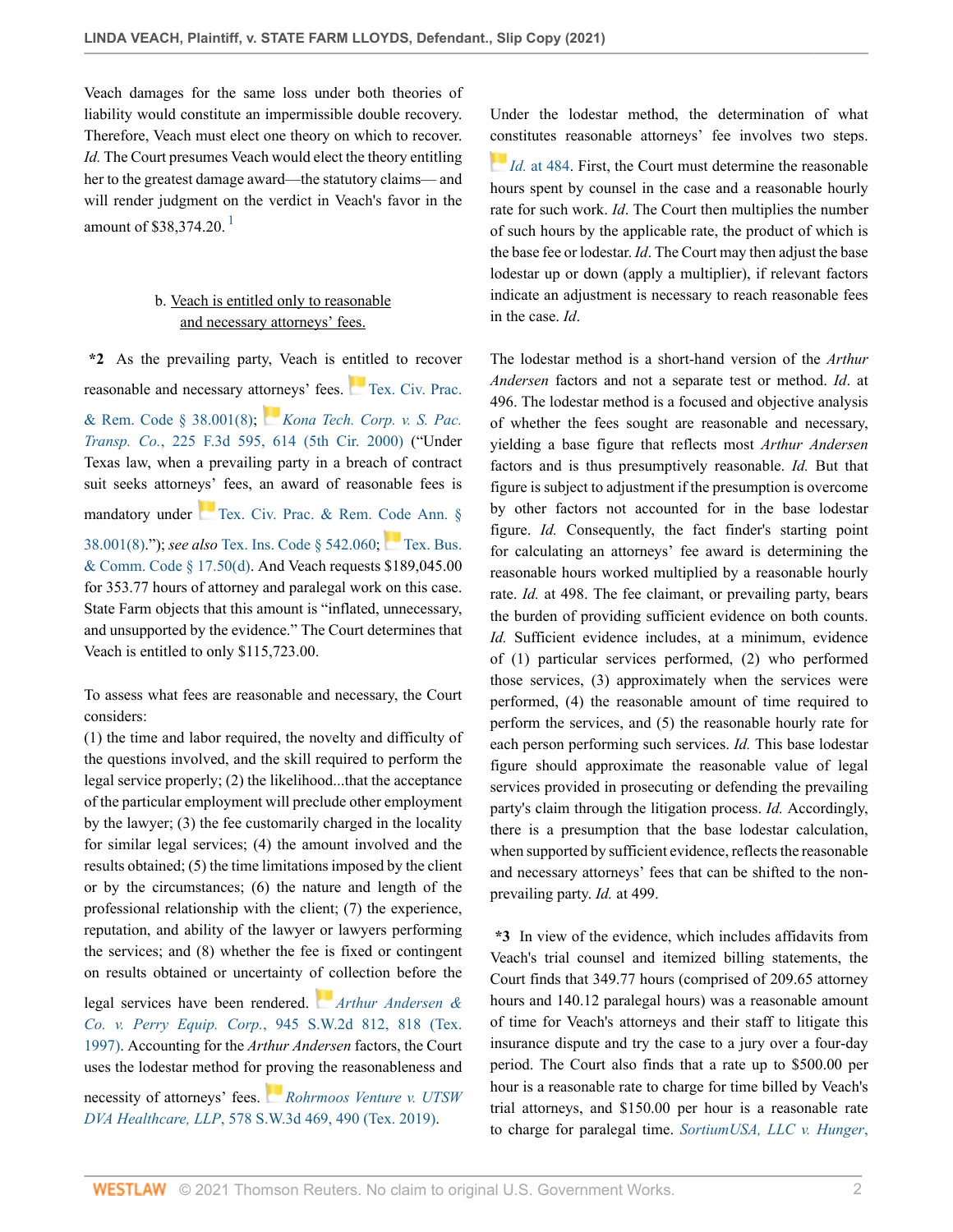Veach damages for the same loss under both theories of liability would constitute an impermissible double recovery. Therefore, Veach must elect one theory on which to recover. *Id.* The Court presumes Veach would elect the theory entitling her to the greatest damage award—the statutory claims— and will render judgment on the verdict in Veach's favor in the amount of $38,374.20. [1]

### b. Veach is entitled only to reasonable and necessary attorneys' fees.

**\*2** As the prevailing party, Veach is entitled to recover reasonable and necessary attorneys' fees. Tex. Civ. Prac. & Rem. Code § 38.001(8); *Kona Tech. Corp. v. S. Pac. Transp. Co.*, 225 F.3d 595, 614 (5th Cir. 2000) ("Under Texas law, when a prevailing party in a breach of contract suit seeks attorneys' fees, an award of reasonable fees is mandatory under Tex. Civ. Prac. & Rem. Code Ann. § 38.001(8)."); *see also* Tex. Ins. Code § 542.060; Tex. Bus. & Comm. Code § 17.50(d). And Veach requests $189,045.00 for 353.77 hours of attorney and paralegal work on this case. State Farm objects that this amount is "inflated, unnecessary, and unsupported by the evidence." The Court determines that Veach is entitled to only $115,723.00.

To assess what fees are reasonable and necessary, the Court considers:

(1) the time and labor required, the novelty and difficulty of the questions involved, and the skill required to perform the legal service properly; (2) the likelihood...that the acceptance of the particular employment will preclude other employment by the lawyer; (3) the fee customarily charged in the locality for similar legal services; (4) the amount involved and the results obtained; (5) the time limitations imposed by the client or by the circumstances; (6) the nature and length of the professional relationship with the client; (7) the experience, reputation, and ability of the lawyer or lawyers performing the services; and (8) whether the fee is fixed or contingent on results obtained or uncertainty of collection before the legal services have been rendered. *Arthur Andersen & Co. v. Perry Equip. Corp.*, 945 S.W.2d 812, 818 (Tex. 1997). Accounting for the *Arthur Andersen* factors, the Court uses the lodestar method for proving the reasonableness and necessity of attorneys' fees. *Rohrmoos Venture v. UTSW DVA Healthcare, LLP*, 578 S.W.3d 469, 490 (Tex. 2019).

Under the lodestar method, the determination of what constitutes reasonable attorneys' fee involves two steps. *Id.* at 484. First, the Court must determine the reasonable hours spent by counsel in the case and a reasonable hourly rate for such work. *Id*. The Court then multiplies the number of such hours by the applicable rate, the product of which is the base fee or lodestar. *Id*. The Court may then adjust the base lodestar up or down (apply a multiplier), if relevant factors indicate an adjustment is necessary to reach reasonable fees in the case. *Id*.

The lodestar method is a short-hand version of the *Arthur Andersen* factors and not a separate test or method. *Id*. at 496. The lodestar method is a focused and objective analysis of whether the fees sought are reasonable and necessary, yielding a base figure that reflects most *Arthur Andersen* factors and is thus presumptively reasonable. *Id.* But that figure is subject to adjustment if the presumption is overcome by other factors not accounted for in the base lodestar figure. *Id.* Consequently, the fact finder's starting point for calculating an attorneys' fee award is determining the reasonable hours worked multiplied by a reasonable hourly rate. *Id.* at 498. The fee claimant, or prevailing party, bears the burden of providing sufficient evidence on both counts. *Id.* Sufficient evidence includes, at a minimum, evidence of (1) particular services performed, (2) who performed those services, (3) approximately when the services were performed, (4) the reasonable amount of time required to perform the services, and (5) the reasonable hourly rate for each person performing such services. *Id.* This base lodestar figure should approximate the reasonable value of legal services provided in prosecuting or defending the prevailing party's claim through the litigation process. *Id.* Accordingly, there is a presumption that the base lodestar calculation, when supported by sufficient evidence, reflects the reasonable and necessary attorneys' fees that can be shifted to the non-prevailing party. *Id.* at 499.

**\*3** In view of the evidence, which includes affidavits from Veach's trial counsel and itemized billing statements, the Court finds that 349.77 hours (comprised of 209.65 attorney hours and 140.12 paralegal hours) was a reasonable amount of time for Veach's attorneys and their staff to litigate this insurance dispute and try the case to a jury over a four-day period. The Court also finds that a rate up to $500.00 per hour is a reasonable rate to charge for time billed by Veach's trial attorneys, and $150.00 per hour is a reasonable rate to charge for paralegal time. *SortiumUSA, LLC v. Hunger*,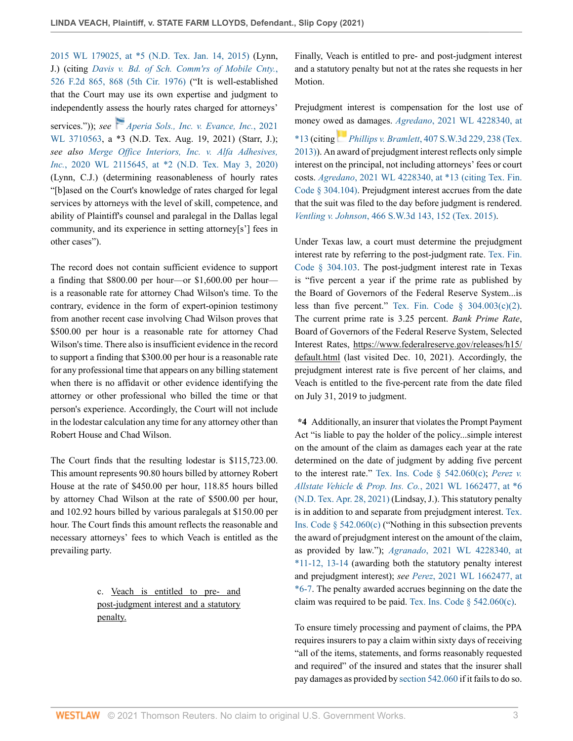2015 WL 179025, at *5 (N.D. Tex. Jan. 14, 2015) (Lynn, J.) (citing *Davis v. Bd. of Sch. Comm'rs of Mobile Cnty.*, 526 F.2d 865, 868 (5th Cir. 1976) ("It is well-established that the Court may use its own expertise and judgment to independently assess the hourly rates charged for attorneys' services.")); *see* *Aperia Sols., Inc. v. Evance, Inc.*, 2021 WL 3710563, a *3 (N.D. Tex. Aug. 19, 2021) (Starr, J.); *see also* *Merge Office Interiors, Inc. v. Alfa Adhesives, Inc.*, 2020 WL 2115645, at *2 (N.D. Tex. May 3, 2020) (Lynn, C.J.) (determining reasonableness of hourly rates "[b]ased on the Court's knowledge of rates charged for legal services by attorneys with the level of skill, competence, and ability of Plaintiff's counsel and paralegal in the Dallas legal community, and its experience in setting attorney[s'] fees in other cases").

The record does not contain sufficient evidence to support a finding that $800.00 per hour—or $1,600.00 per hour—is a reasonable rate for attorney Chad Wilson's time. To the contrary, evidence in the form of expert-opinion testimony from another recent case involving Chad Wilson proves that $500.00 per hour is a reasonable rate for attorney Chad Wilson's time. There also is insufficient evidence in the record to support a finding that $300.00 per hour is a reasonable rate for any professional time that appears on any billing statement when there is no affidavit or other evidence identifying the attorney or other professional who billed the time or that person's experience. Accordingly, the Court will not include in the lodestar calculation any time for any attorney other than Robert House and Chad Wilson.

The Court finds that the resulting lodestar is $115,723.00. This amount represents 90.80 hours billed by attorney Robert House at the rate of $450.00 per hour, 118.85 hours billed by attorney Chad Wilson at the rate of $500.00 per hour, and 102.92 hours billed by various paralegals at $150.00 per hour. The Court finds this amount reflects the reasonable and necessary attorneys' fees to which Veach is entitled as the prevailing party.

c. Veach is entitled to pre- and post-judgment interest and a statutory penalty.

Finally, Veach is entitled to pre- and post-judgment interest and a statutory penalty but not at the rates she requests in her Motion.

Prejudgment interest is compensation for the lost use of money owed as damages. *Agredano*, 2021 WL 4228340, at *13 (citing *Phillips v. Bramlett*, 407 S.W.3d 229, 238 (Tex. 2013)). An award of prejudgment interest reflects only simple interest on the principal, not including attorneys' fees or court costs. *Agredano*, 2021 WL 4228340, at *13 (citing Tex. Fin. Code § 304.104). Prejudgment interest accrues from the date that the suit was filed to the day before judgment is rendered. *Ventling v. Johnson*, 466 S.W.3d 143, 152 (Tex. 2015).

Under Texas law, a court must determine the prejudgment interest rate by referring to the post-judgment rate. Tex. Fin. Code § 304.103. The post-judgment interest rate in Texas is "five percent a year if the prime rate as published by the Board of Governors of the Federal Reserve System...is less than five percent." Tex. Fin. Code § 304.003(c)(2). The current prime rate is 3.25 percent. *Bank Prime Rate*, Board of Governors of the Federal Reserve System, Selected Interest Rates, https://www.federalreserve.gov/releases/h15/default.html (last visited Dec. 10, 2021). Accordingly, the prejudgment interest rate is five percent of her claims, and Veach is entitled to the five-percent rate from the date filed on July 31, 2019 to judgment.

**\*4** Additionally, an insurer that violates the Prompt Payment Act "is liable to pay the holder of the policy...simple interest on the amount of the claim as damages each year at the rate determined on the date of judgment by adding five percent to the interest rate." Tex. Ins. Code § 542.060(c); *Perez v. Allstate Vehicle & Prop. Ins. Co.*, 2021 WL 1662477, at *6 (N.D. Tex. Apr. 28, 2021) (Lindsay, J.). This statutory penalty is in addition to and separate from prejudgment interest. Tex. Ins. Code § 542.060(c) ("Nothing in this subsection prevents the award of prejudgment interest on the amount of the claim, as provided by law."); *Agranado*, 2021 WL 4228340, at *11-12, 13-14 (awarding both the statutory penalty interest and prejudgment interest); *see* *Perez*, 2021 WL 1662477, at *6-7. The penalty awarded accrues beginning on the date the claim was required to be paid. Tex. Ins. Code § 542.060(c).

To ensure timely processing and payment of claims, the PPA requires insurers to pay a claim within sixty days of receiving "all of the items, statements, and forms reasonably requested and required" of the insured and states that the insurer shall pay damages as provided by section 542.060 if it fails to do so.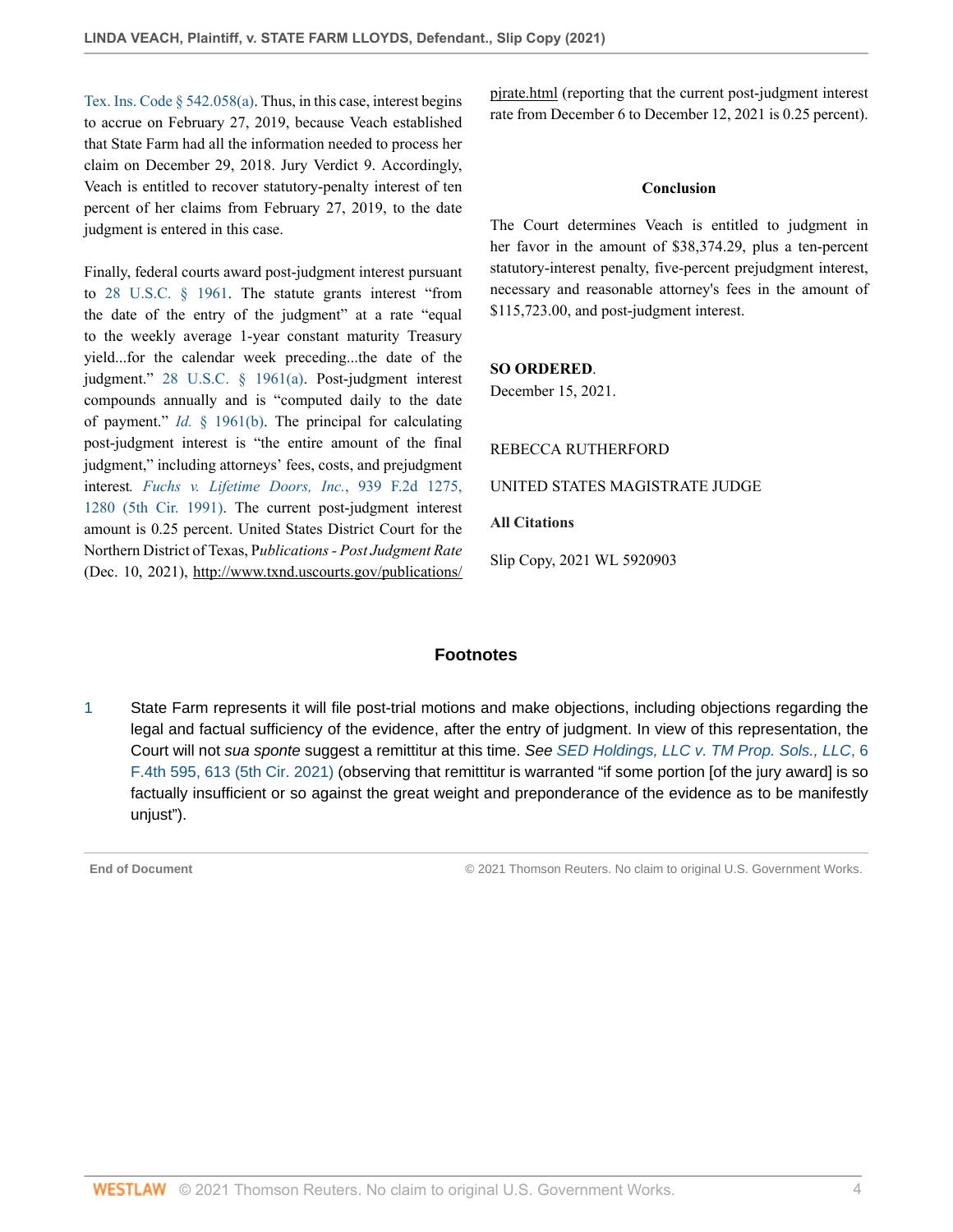Tex. Ins. Code § 542.058(a). Thus, in this case, interest begins to accrue on February 27, 2019, because Veach established that State Farm had all the information needed to process her claim on December 29, 2018. Jury Verdict 9. Accordingly, Veach is entitled to recover statutory-penalty interest of ten percent of her claims from February 27, 2019, to the date judgment is entered in this case.

Finally, federal courts award post-judgment interest pursuant to 28 U.S.C. § 1961. The statute grants interest "from the date of the entry of the judgment" at a rate "equal to the weekly average 1-year constant maturity Treasury yield...for the calendar week preceding...the date of the judgment." 28 U.S.C. § 1961(a). Post-judgment interest compounds annually and is "computed daily to the date of payment." *Id.* § 1961(b). The principal for calculating post-judgment interest is "the entire amount of the final judgment," including attorneys' fees, costs, and prejudgment interest. *Fuchs v. Lifetime Doors, Inc.*, 939 F.2d 1275, 1280 (5th Cir. 1991). The current post-judgment interest amount is 0.25 percent. United States District Court for the Northern District of Texas, P*ublications - Post Judgment Rate* (Dec. 10, 2021), http://www.txnd.uscourts.gov/publications/pjrate.html (reporting that the current post-judgment interest rate from December 6 to December 12, 2021 is 0.25 percent).

## Conclusion

The Court determines Veach is entitled to judgment in her favor in the amount of $38,374.29, plus a ten-percent statutory-interest penalty, five-percent prejudgment interest, necessary and reasonable attorney's fees in the amount of $115,723.00, and post-judgment interest.

**SO ORDERED**.

December 15, 2021.

REBECCA RUTHERFORD

UNITED STATES MAGISTRATE JUDGE

**All Citations**

Slip Copy, 2021 WL 5920903

## Footnotes

1 State Farm represents it will file post-trial motions and make objections, including objections regarding the legal and factual sufficiency of the evidence, after the entry of judgment. In view of this representation, the Court will not *sua sponte* suggest a remittitur at this time. *See SED Holdings, LLC v. TM Prop. Sols., LLC*, 6 F.4th 595, 613 (5th Cir. 2021) (observing that remittitur is warranted "if some portion [of the jury award] is so factually insufficient or so against the great weight and preponderance of the evidence as to be manifestly unjust").

**End of Document** © 2021 Thomson Reuters. No claim to original U.S. Government Works.